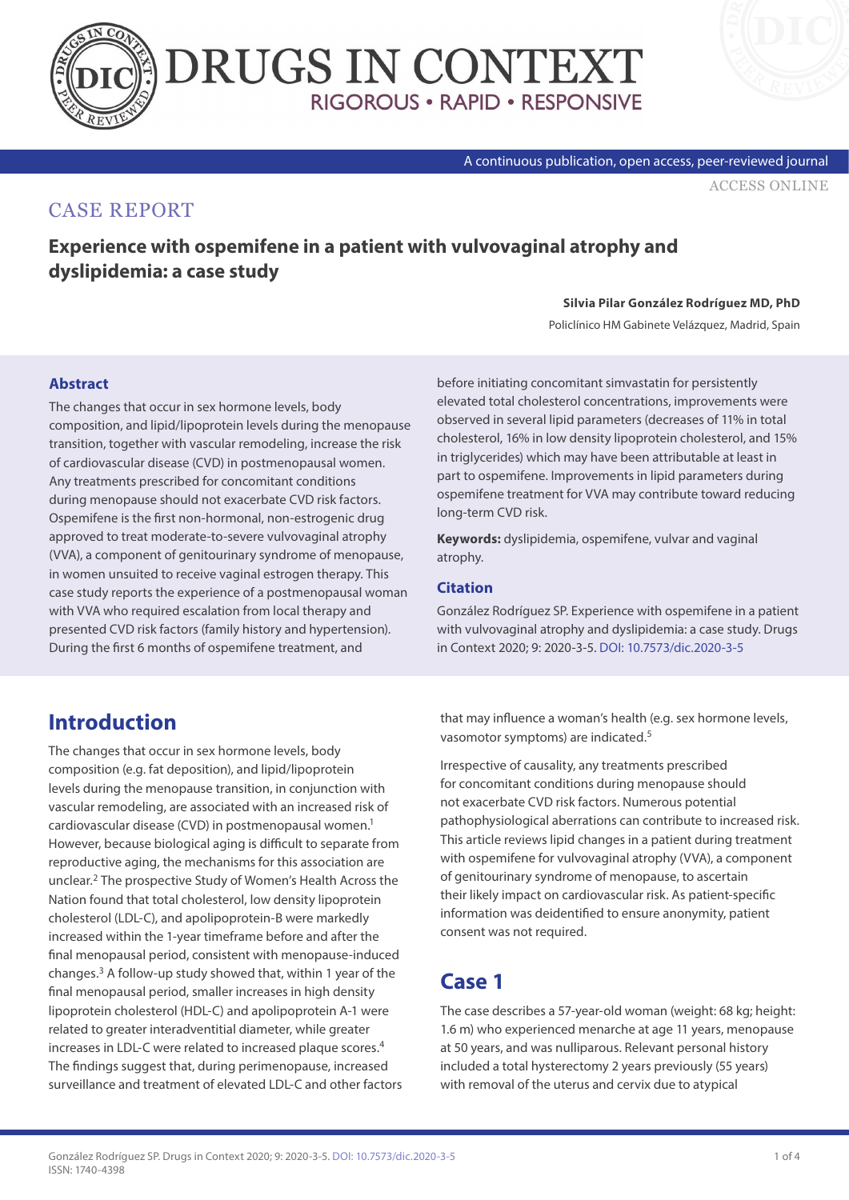# CASE REPORT

## Experience with ospemifene in a patient with vulvovaginal atrophy and dyslipidemia: a case study

**Silvia Pilar González Rodríguez MD, PhD**

Policlínico HM Gabinete Velázquez, Madrid, Spain

### Abstract

The changes that occur in sex hormone levels, body composition, and lipid/lipoprotein levels during the menopause transition, together with vascular remodeling, increase the risk of cardiovascular disease (CVD) in postmenopausal women. Any treatments prescribed for concomitant conditions during menopause should not exacerbate CVD risk factors. Ospemifene is the first non-hormonal, non-estrogenic drug approved to treat moderate-to-severe vulvovaginal atrophy (VVA), a component of genitourinary syndrome of menopause, in women unsuited to receive vaginal estrogen therapy. This case study reports the experience of a postmenopausal woman with VVA who required escalation from local therapy and presented CVD risk factors (family history and hypertension). During the first 6 months of ospemifene treatment, and before initiating concomitant simvastatin for persistently elevated total cholesterol concentrations, improvements were observed in several lipid parameters (decreases of 11% in total cholesterol, 16% in low density lipoprotein cholesterol, and 15% in triglycerides) which may have been attributable at least in part to ospemifene. Improvements in lipid parameters during ospemifene treatment for VVA may contribute toward reducing long-term CVD risk.

**Keywords:** dyslipidemia, ospemifene, vulvar and vaginal atrophy.

### Citation

González Rodríguez SP. Experience with ospemifene in a patient with vulvovaginal atrophy and dyslipidemia: a case study. Drugs in Context 2020; 9: 2020-3-5. DOI: 10.7573/dic.2020-3-5

## Introduction

The changes that occur in sex hormone levels, body composition (e.g. fat deposition), and lipid/lipoprotein levels during the menopause transition, in conjunction with vascular remodeling, are associated with an increased risk of cardiovascular disease (CVD) in postmenopausal women.[1] However, because biological aging is difficult to separate from reproductive aging, the mechanisms for this association are unclear.[2] The prospective Study of Women's Health Across the Nation found that total cholesterol, low density lipoprotein cholesterol (LDL-C), and apolipoprotein-B were markedly increased within the 1-year timeframe before and after the final menopausal period, consistent with menopause-induced changes.[3] A follow-up study showed that, within 1 year of the final menopausal period, smaller increases in high density lipoprotein cholesterol (HDL-C) and apolipoprotein A-1 were related to greater interadventitial diameter, while greater increases in LDL-C were related to increased plaque scores.[4] The findings suggest that, during perimenopause, increased surveillance and treatment of elevated LDL-C and other factors that may influence a woman's health (e.g. sex hormone levels, vasomotor symptoms) are indicated.[5]

Irrespective of causality, any treatments prescribed for concomitant conditions during menopause should not exacerbate CVD risk factors. Numerous potential pathophysiological aberrations can contribute to increased risk. This article reviews lipid changes in a patient during treatment with ospemifene for vulvovaginal atrophy (VVA), a component of genitourinary syndrome of menopause, to ascertain their likely impact on cardiovascular risk. As patient-specific information was deidentified to ensure anonymity, patient consent was not required.

## Case 1

The case describes a 57-year-old woman (weight: 68 kg; height: 1.6 m) who experienced menarche at age 11 years, menopause at 50 years, and was nulliparous. Relevant personal history included a total hysterectomy 2 years previously (55 years) with removal of the uterus and cervix due to atypical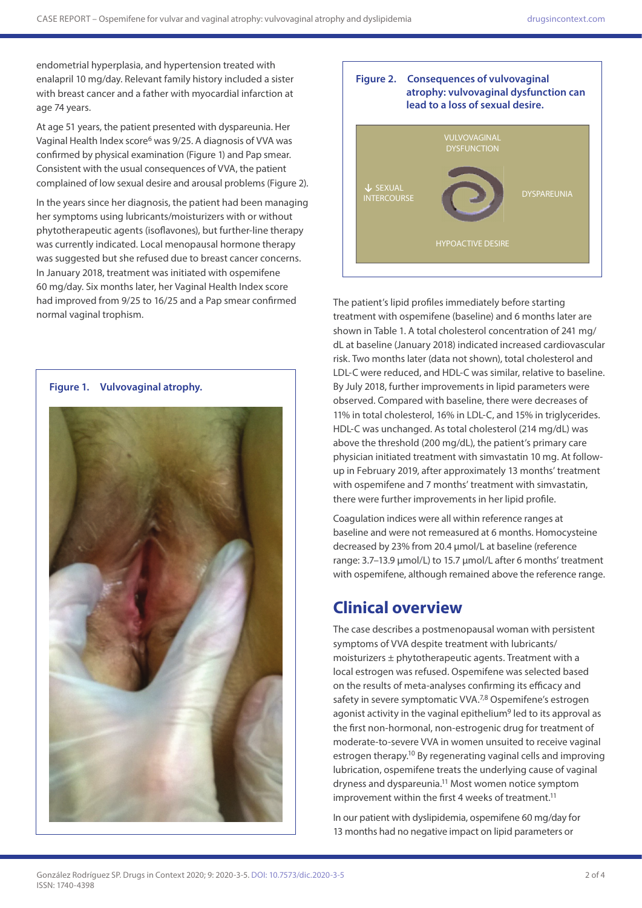endometrial hyperplasia, and hypertension treated with enalapril 10 mg/day. Relevant family history included a sister with breast cancer and a father with myocardial infarction at age 74 years.

At age 51 years, the patient presented with dyspareunia. Her Vaginal Health Index score[6] was 9/25. A diagnosis of VVA was confirmed by physical examination (Figure 1) and Pap smear. Consistent with the usual consequences of VVA, the patient complained of low sexual desire and arousal problems (Figure 2).

In the years since her diagnosis, the patient had been managing her symptoms using lubricants/moisturizers with or without phytotherapeutic agents (isoflavones), but further-line therapy was currently indicated. Local menopausal hormone therapy was suggested but she refused due to breast cancer concerns. In January 2018, treatment was initiated with ospemifene 60 mg/day. Six months later, her Vaginal Health Index score had improved from 9/25 to 16/25 and a Pap smear confirmed normal vaginal trophism.

**Figure 1. Vulvovaginal atrophy.**

**Figure 2. Consequences of vulvovaginal atrophy: vulvovaginal dysfunction can lead to a loss of sexual desire.**

VULVOVAGINAL DYSFUNCTION

↓ SEXUAL INTERCOURSE

DYSPAREUNIA

HYPOACTIVE DESIRE

The patient's lipid profiles immediately before starting treatment with ospemifene (baseline) and 6 months later are shown in Table 1. A total cholesterol concentration of 241 mg/dL at baseline (January 2018) indicated increased cardiovascular risk. Two months later (data not shown), total cholesterol and LDL-C were reduced, and HDL-C was similar, relative to baseline. By July 2018, further improvements in lipid parameters were observed. Compared with baseline, there were decreases of 11% in total cholesterol, 16% in LDL-C, and 15% in triglycerides. HDL-C was unchanged. As total cholesterol (214 mg/dL) was above the threshold (200 mg/dL), the patient's primary care physician initiated treatment with simvastatin 10 mg. At follow-up in February 2019, after approximately 13 months' treatment with ospemifene and 7 months' treatment with simvastatin, there were further improvements in her lipid profile.

Coagulation indices were all within reference ranges at baseline and were not remeasured at 6 months. Homocysteine decreased by 23% from 20.4 µmol/L at baseline (reference range: 3.7–13.9 µmol/L) to 15.7 µmol/L after 6 months' treatment with ospemifene, although remained above the reference range.

## Clinical overview

The case describes a postmenopausal woman with persistent symptoms of VVA despite treatment with lubricants/moisturizers ± phytotherapeutic agents. Treatment with a local estrogen was refused. Ospemifene was selected based on the results of meta-analyses confirming its efficacy and safety in severe symptomatic VVA.[7,8] Ospemifene's estrogen agonist activity in the vaginal epithelium[9] led to its approval as the first non-hormonal, non-estrogenic drug for treatment of moderate-to-severe VVA in women unsuited to receive vaginal estrogen therapy.[10] By regenerating vaginal cells and improving lubrication, ospemifene treats the underlying cause of vaginal dryness and dyspareunia.[11] Most women notice symptom improvement within the first 4 weeks of treatment.[11]

In our patient with dyslipidemia, ospemifene 60 mg/day for 13 months had no negative impact on lipid parameters or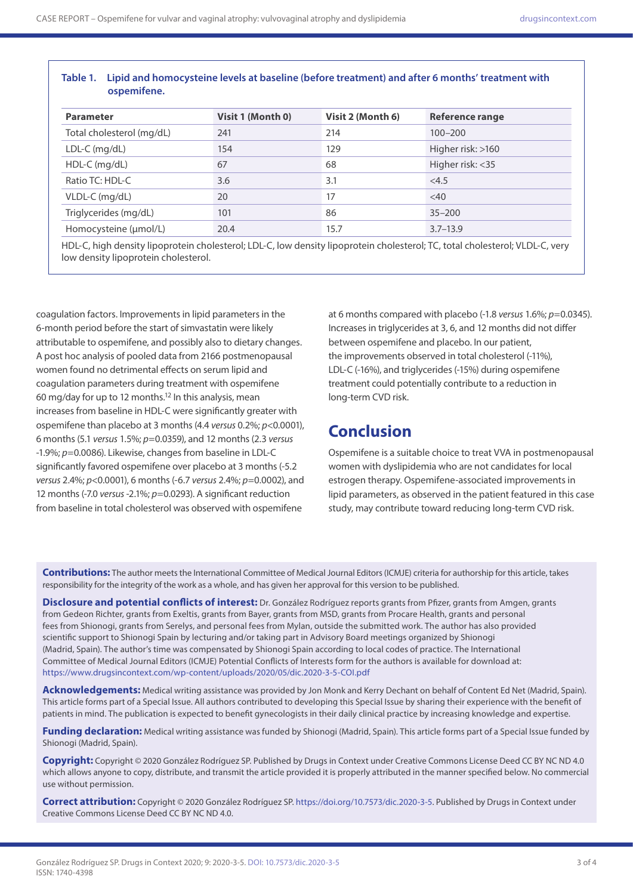**Table 1. Lipid and homocysteine levels at baseline (before treatment) and after 6 months' treatment with ospemifene.**

| Parameter | Visit 1 (Month 0) | Visit 2 (Month 6) | Reference range |
|---|---|---|---|
| Total cholesterol (mg/dL) | 241 | 214 | 100–200 |
| LDL-C (mg/dL) | 154 | 129 | Higher risk: >160 |
| HDL-C (mg/dL) | 67 | 68 | Higher risk: <35 |
| Ratio TC: HDL-C | 3.6 | 3.1 | <4.5 |
| VLDL-C (mg/dL) | 20 | 17 | <40 |
| Triglycerides (mg/dL) | 101 | 86 | 35–200 |
| Homocysteine (µmol/L) | 20.4 | 15.7 | 3.7–13.9 |

HDL-C, high density lipoprotein cholesterol; LDL-C, low density lipoprotein cholesterol; TC, total cholesterol; VLDL-C, very low density lipoprotein cholesterol.

coagulation factors. Improvements in lipid parameters in the 6-month period before the start of simvastatin were likely attributable to ospemifene, and possibly also to dietary changes. A post hoc analysis of pooled data from 2166 postmenopausal women found no detrimental effects on serum lipid and coagulation parameters during treatment with ospemifene 60 mg/day for up to 12 months.[12] In this analysis, mean increases from baseline in HDL-C were significantly greater with ospemifene than placebo at 3 months (4.4 *versus* 0.2%; $p<0.0001$), 6 months (5.1 *versus* 1.5%; $p=0.0359$), and 12 months (2.3 *versus* -1.9%; $p=0.0086$). Likewise, changes from baseline in LDL-C significantly favored ospemifene over placebo at 3 months (-5.2 *versus* 2.4%; $p<0.0001$), 6 months (-6.7 *versus* 2.4%; $p=0.0002$), and 12 months (-7.0 *versus* -2.1%; $p=0.0293$). A significant reduction from baseline in total cholesterol was observed with ospemifene at 6 months compared with placebo (-1.8 *versus* 1.6%; $p=0.0345$). Increases in triglycerides at 3, 6, and 12 months did not differ between ospemifene and placebo. In our patient, the improvements observed in total cholesterol (-11%), LDL-C (-16%), and triglycerides (-15%) during ospemifene treatment could potentially contribute to a reduction in long-term CVD risk.

## Conclusion

Ospemifene is a suitable choice to treat VVA in postmenopausal women with dyslipidemia who are not candidates for local estrogen therapy. Ospemifene-associated improvements in lipid parameters, as observed in the patient featured in this case study, may contribute toward reducing long-term CVD risk.

**Contributions:** The author meets the International Committee of Medical Journal Editors (ICMJE) criteria for authorship for this article, takes responsibility for the integrity of the work as a whole, and has given her approval for this version to be published.

**Disclosure and potential conflicts of interest:** Dr. González Rodríguez reports grants from Pfizer, grants from Amgen, grants from Gedeon Richter, grants from Exeltis, grants from Bayer, grants from MSD, grants from Procare Health, grants and personal fees from Shionogi, grants from Serelys, and personal fees from Mylan, outside the submitted work. The author has also provided scientific support to Shionogi Spain by lecturing and/or taking part in Advisory Board meetings organized by Shionogi (Madrid, Spain). The author's time was compensated by Shionogi Spain according to local codes of practice. The International Committee of Medical Journal Editors (ICMJE) Potential Conflicts of Interests form for the authors is available for download at: https://www.drugsincontext.com/wp-content/uploads/2020/05/dic.2020-3-5-COI.pdf

**Acknowledgements:** Medical writing assistance was provided by Jon Monk and Kerry Dechant on behalf of Content Ed Net (Madrid, Spain). This article forms part of a Special Issue. All authors contributed to developing this Special Issue by sharing their experience with the benefit of patients in mind. The publication is expected to benefit gynecologists in their daily clinical practice by increasing knowledge and expertise.

**Funding declaration:** Medical writing assistance was funded by Shionogi (Madrid, Spain). This article forms part of a Special Issue funded by Shionogi (Madrid, Spain).

**Copyright:** Copyright © 2020 González Rodríguez SP. Published by Drugs in Context under Creative Commons License Deed CC BY NC ND 4.0 which allows anyone to copy, distribute, and transmit the article provided it is properly attributed in the manner specified below. No commercial use without permission.

**Correct attribution:** Copyright © 2020 González Rodríguez SP. https://doi.org/10.7573/dic.2020-3-5. Published by Drugs in Context under Creative Commons License Deed CC BY NC ND 4.0.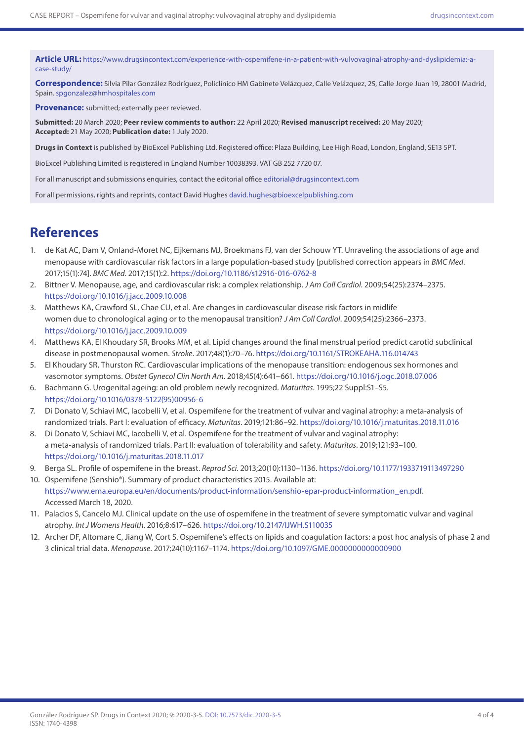**Article URL:** https://www.drugsincontext.com/experience-with-ospemifene-in-a-patient-with-vulvovaginal-atrophy-and-dyslipidemia:-a-case-study/

**Correspondence:** Silvia Pilar González Rodríguez, Policlínico HM Gabinete Velázquez, Calle Velázquez, 25, Calle Jorge Juan 19, 28001 Madrid, Spain. spgonzalez@hmhospitales.com

**Provenance:** submitted; externally peer reviewed.

**Submitted:** 20 March 2020; **Peer review comments to author:** 22 April 2020; **Revised manuscript received:** 20 May 2020; **Accepted:** 21 May 2020; **Publication date:** 1 July 2020.

**Drugs in Context** is published by BioExcel Publishing Ltd. Registered office: Plaza Building, Lee High Road, London, England, SE13 5PT.

BioExcel Publishing Limited is registered in England Number 10038393. VAT GB 252 7720 07.

For all manuscript and submissions enquiries, contact the editorial office editorial@drugsincontext.com

For all permissions, rights and reprints, contact David Hughes david.hughes@bioexcelpublishing.com

## References

1. de Kat AC, Dam V, Onland-Moret NC, Eijkemans MJ, Broekmans FJ, van der Schouw YT. Unraveling the associations of age and menopause with cardiovascular risk factors in a large population-based study [published correction appears in *BMC Med*. 2017;15(1):74]. *BMC Med*. 2017;15(1):2. https://doi.org/10.1186/s12916-016-0762-8
2. Bittner V. Menopause, age, and cardiovascular risk: a complex relationship. *J Am Coll Cardiol*. 2009;54(25):2374–2375. https://doi.org/10.1016/j.jacc.2009.10.008
3. Matthews KA, Crawford SL, Chae CU, et al. Are changes in cardiovascular disease risk factors in midlife women due to chronological aging or to the menopausal transition? *J Am Coll Cardiol*. 2009;54(25):2366–2373. https://doi.org/10.1016/j.jacc.2009.10.009
4. Matthews KA, El Khoudary SR, Brooks MM, et al. Lipid changes around the final menstrual period predict carotid subclinical disease in postmenopausal women. *Stroke*. 2017;48(1):70–76. https://doi.org/10.1161/STROKEAHA.116.014743
5. El Khoudary SR, Thurston RC. Cardiovascular implications of the menopause transition: endogenous sex hormones and vasomotor symptoms. *Obstet Gynecol Clin North Am*. 2018;45(4):641–661. https://doi.org/10.1016/j.ogc.2018.07.006
6. Bachmann G. Urogenital ageing: an old problem newly recognized. *Maturitas*. 1995;22 Suppl:S1–S5. https://doi.org/10.1016/0378-5122(95)00956-6
7. Di Donato V, Schiavi MC, Iacobelli V, et al. Ospemifene for the treatment of vulvar and vaginal atrophy: a meta-analysis of randomized trials. Part I: evaluation of efficacy. *Maturitas*. 2019;121:86–92. https://doi.org/10.1016/j.maturitas.2018.11.016
8. Di Donato V, Schiavi MC, Iacobelli V, et al. Ospemifene for the treatment of vulvar and vaginal atrophy: a meta-analysis of randomized trials. Part II: evaluation of tolerability and safety. *Maturitas*. 2019;121:93–100. https://doi.org/10.1016/j.maturitas.2018.11.017
9. Berga SL. Profile of ospemifene in the breast. *Reprod Sci*. 2013;20(10):1130–1136. https://doi.org/10.1177/1933719113497290
10. Ospemifene (Senshio®). Summary of product characteristics 2015. Available at: https://www.ema.europa.eu/en/documents/product-information/senshio-epar-product-information_en.pdf. Accessed March 18, 2020.
11. Palacios S, Cancelo MJ. Clinical update on the use of ospemifene in the treatment of severe symptomatic vulvar and vaginal atrophy. *Int J Womens Health*. 2016;8:617–626. https://doi.org/10.2147/IJWH.S110035
12. Archer DF, Altomare C, Jiang W, Cort S. Ospemifene's effects on lipids and coagulation factors: a post hoc analysis of phase 2 and 3 clinical trial data. *Menopause*. 2017;24(10):1167–1174. https://doi.org/10.1097/GME.0000000000000900